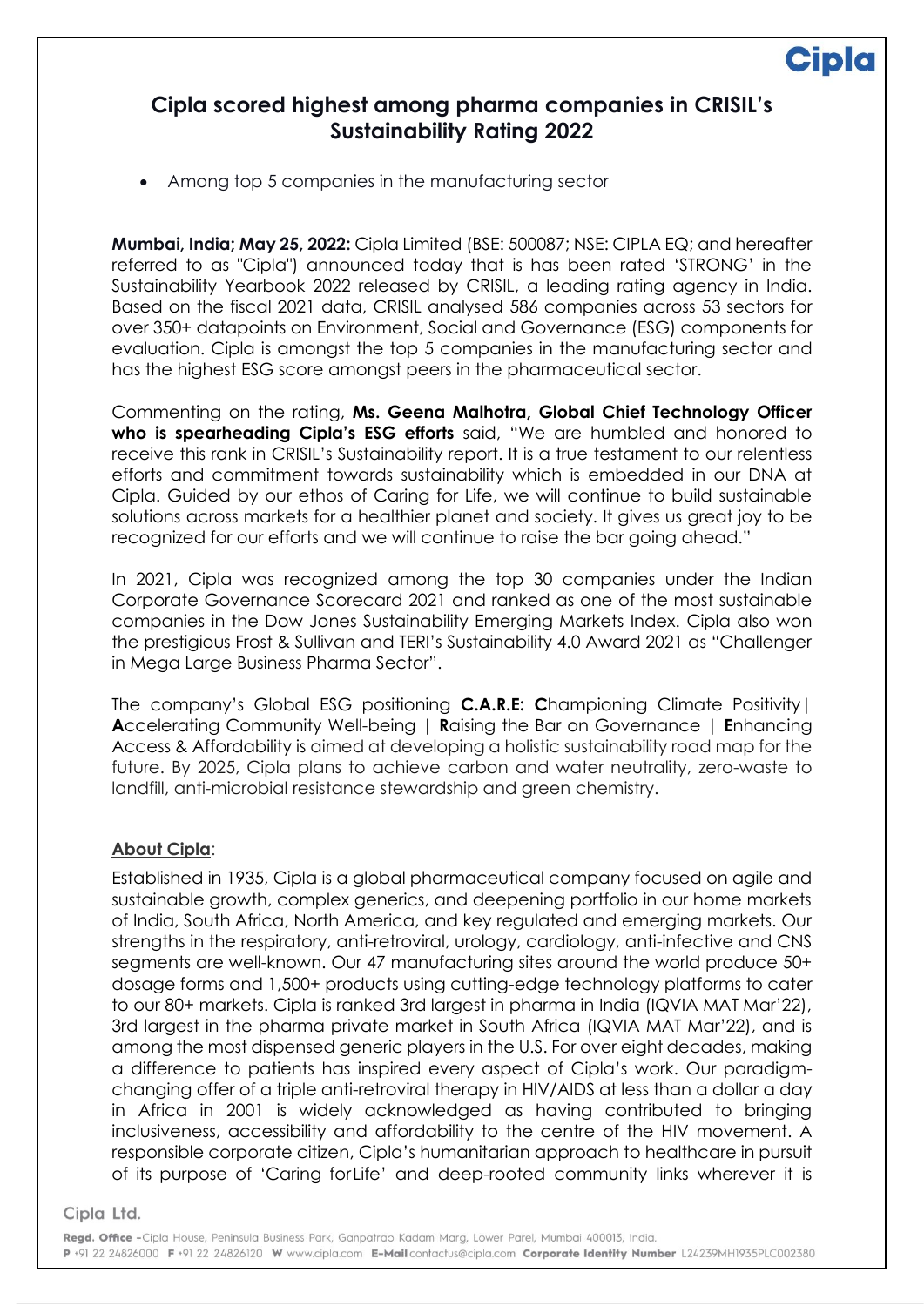# Cipla scored highest among pharma companies in CRISIL's Sustainability Rating 2022

- Among top 5 companies in the manufacturing sector

**Mumbai, India; May 25, 2022:** Cipla Limited (BSE: 500087; NSE: CIPLA EQ; and hereafter referred to as "Cipla") announced today that is has been rated 'STRONG' in the Sustainability Yearbook 2022 released by CRISIL, a leading rating agency in India. Based on the fiscal 2021 data, CRISIL analysed 586 companies across 53 sectors for over 350+ datapoints on Environment, Social and Governance (ESG) components for evaluation. Cipla is amongst the top 5 companies in the manufacturing sector and has the highest ESG score amongst peers in the pharmaceutical sector.

Commenting on the rating, **Ms. Geena Malhotra, Global Chief Technology Officer who is spearheading Cipla's ESG efforts** said, "We are humbled and honored to receive this rank in CRISIL's Sustainability report. It is a true testament to our relentless efforts and commitment towards sustainability which is embedded in our DNA at Cipla. Guided by our ethos of Caring for Life, we will continue to build sustainable solutions across markets for a healthier planet and society. It gives us great joy to be recognized for our efforts and we will continue to raise the bar going ahead."

In 2021, Cipla was recognized among the top 30 companies under the Indian Corporate Governance Scorecard 2021 and ranked as one of the most sustainable companies in the Dow Jones Sustainability Emerging Markets Index. Cipla also won the prestigious Frost & Sullivan and TERI's Sustainability 4.0 Award 2021 as "Challenger in Mega Large Business Pharma Sector".

The company's Global ESG positioning **C.A.R.E: C**hampioning Climate Positivity| **A**ccelerating Community Well-being | **R**aising the Bar on Governance | **E**nhancing Access & Affordability is aimed at developing a holistic sustainability road map for the future. By 2025, Cipla plans to achieve carbon and water neutrality, zero-waste to landfill, anti-microbial resistance stewardship and green chemistry.

## About Cipla:

Established in 1935, Cipla is a global pharmaceutical company focused on agile and sustainable growth, complex generics, and deepening portfolio in our home markets of India, South Africa, North America, and key regulated and emerging markets. Our strengths in the respiratory, anti-retroviral, urology, cardiology, anti-infective and CNS segments are well-known. Our 47 manufacturing sites around the world produce 50+ dosage forms and 1,500+ products using cutting-edge technology platforms to cater to our 80+ markets. Cipla is ranked 3rd largest in pharma in India (IQVIA MAT Mar'22), 3rd largest in the pharma private market in South Africa (IQVIA MAT Mar'22), and is among the most dispensed generic players in the U.S. For over eight decades, making a difference to patients has inspired every aspect of Cipla's work. Our paradigm-changing offer of a triple anti-retroviral therapy in HIV/AIDS at less than a dollar a day in Africa in 2001 is widely acknowledged as having contributed to bringing inclusiveness, accessibility and affordability to the centre of the HIV movement. A responsible corporate citizen, Cipla's humanitarian approach to healthcare in pursuit of its purpose of 'Caring forLife' and deep-rooted community links wherever it is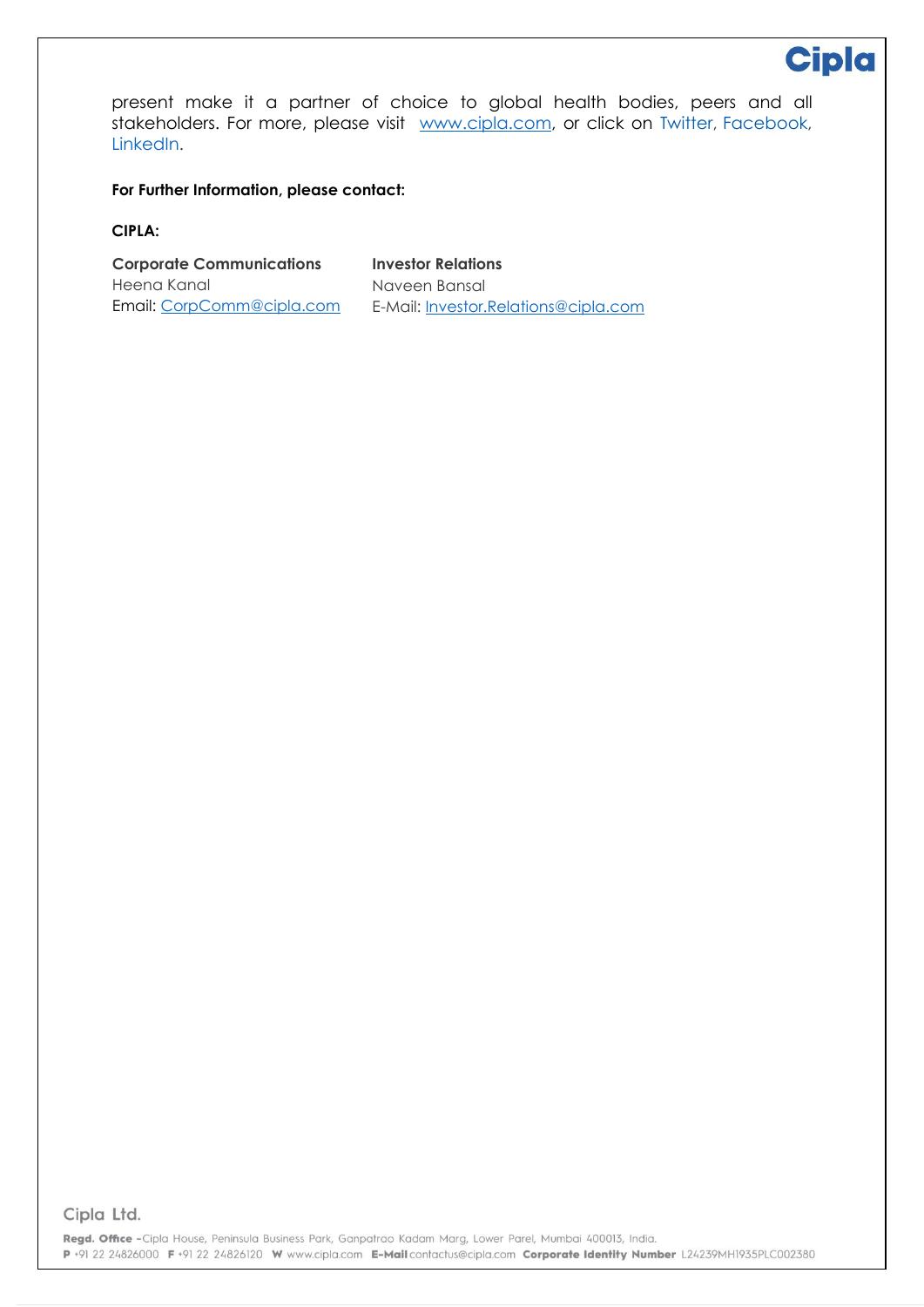present make it a partner of choice to global health bodies, peers and all stakeholders. For more, please visit www.cipla.com, or click on Twitter, Facebook, LinkedIn.

**For Further Information, please contact:**

**CIPLA:**

**Corporate Communications**
Heena Kanal
Email: CorpComm@cipla.com

**Investor Relations**
Naveen Bansal
E-Mail: Investor.Relations@cipla.com